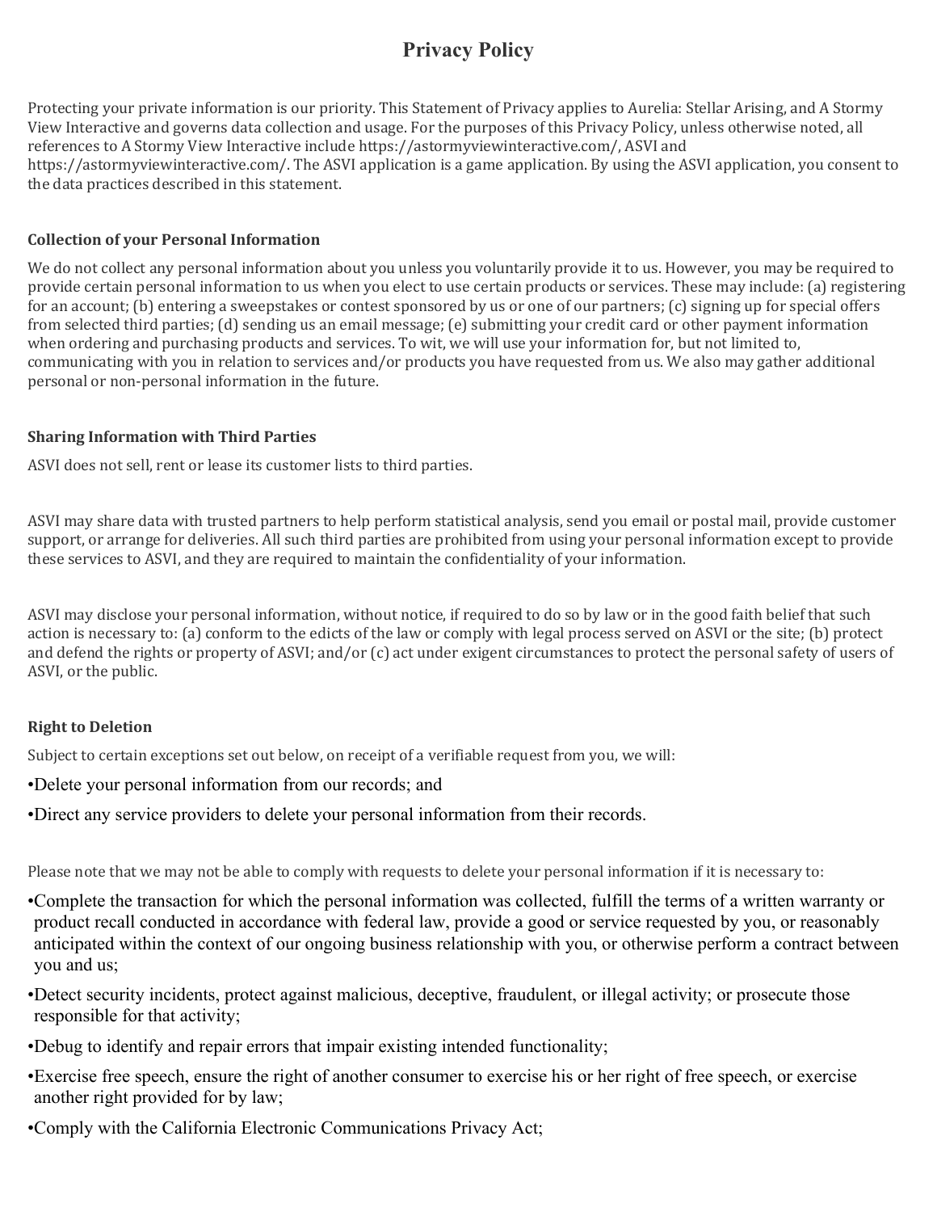# Privacy Policy

Protecting your private information is our priority. This Statement of Privacy applies to Aurelia: Stellar Arising, and A Stormy View Interactive and governs data collection and usage. For the purposes of this Privacy Policy, unless otherwise noted, all references to A Stormy View Interactive include https://astormyviewinteractive.com/, ASVI and https://astormyviewinteractive.com/. The ASVI application is a game application. By using the ASVI application, you consent to the data practices described in this statement.

### Collection of your Personal Information

We do not collect any personal information about you unless you voluntarily provide it to us. However, you may be required to provide certain personal information to us when you elect to use certain products or services. These may include: (a) registering for an account; (b) entering a sweepstakes or contest sponsored by us or one of our partners; (c) signing up for special offers from selected third parties; (d) sending us an email message; (e) submitting your credit card or other payment information when ordering and purchasing products and services. To wit, we will use your information for, but not limited to, communicating with you in relation to services and/or products you have requested from us. We also may gather additional personal or non-personal information in the future.

### Sharing Information with Third Parties

ASVI does not sell, rent or lease its customer lists to third parties.

ASVI may share data with trusted partners to help perform statistical analysis, send you email or postal mail, provide customer support, or arrange for deliveries. All such third parties are prohibited from using your personal information except to provide these services to ASVI, and they are required to maintain the confidentiality of your information.

ASVI may disclose your personal information, without notice, if required to do so by law or in the good faith belief that such action is necessary to: (a) conform to the edicts of the law or comply with legal process served on ASVI or the site; (b) protect and defend the rights or property of ASVI; and/or (c) act under exigent circumstances to protect the personal safety of users of ASVI, or the public.

### Right to Deletion

Subject to certain exceptions set out below, on receipt of a verifiable request from you, we will:

- Delete your personal information from our records; and
- Direct any service providers to delete your personal information from their records.

Please note that we may not be able to comply with requests to delete your personal information if it is necessary to:

- Complete the transaction for which the personal information was collected, fulfill the terms of a written warranty or product recall conducted in accordance with federal law, provide a good or service requested by you, or reasonably anticipated within the context of our ongoing business relationship with you, or otherwise perform a contract between you and us;
- Detect security incidents, protect against malicious, deceptive, fraudulent, or illegal activity; or prosecute those responsible for that activity;
- Debug to identify and repair errors that impair existing intended functionality;
- Exercise free speech, ensure the right of another consumer to exercise his or her right of free speech, or exercise another right provided for by law;
- Comply with the California Electronic Communications Privacy Act;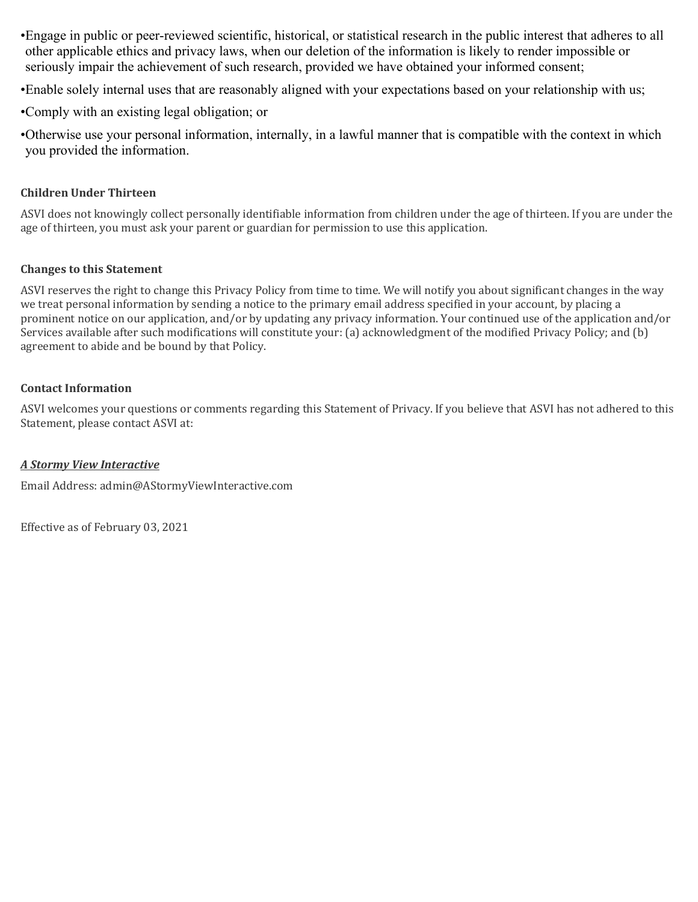- Engage in public or peer-reviewed scientific, historical, or statistical research in the public interest that adheres to all other applicable ethics and privacy laws, when our deletion of the information is likely to render impossible or seriously impair the achievement of such research, provided we have obtained your informed consent;
- Enable solely internal uses that are reasonably aligned with your expectations based on your relationship with us;
- Comply with an existing legal obligation; or
- Otherwise use your personal information, internally, in a lawful manner that is compatible with the context in which you provided the information.

**Children Under Thirteen**

ASVI does not knowingly collect personally identifiable information from children under the age of thirteen. If you are under the age of thirteen, you must ask your parent or guardian for permission to use this application.

**Changes to this Statement**

ASVI reserves the right to change this Privacy Policy from time to time. We will notify you about significant changes in the way we treat personal information by sending a notice to the primary email address specified in your account, by placing a prominent notice on our application, and/or by updating any privacy information. Your continued use of the application and/or Services available after such modifications will constitute your: (a) acknowledgment of the modified Privacy Policy; and (b) agreement to abide and be bound by that Policy.

**Contact Information**

ASVI welcomes your questions or comments regarding this Statement of Privacy. If you believe that ASVI has not adhered to this Statement, please contact ASVI at:

***A Stormy View Interactive***

Email Address: admin@AStormyViewInteractive.com

Effective as of February 03, 2021